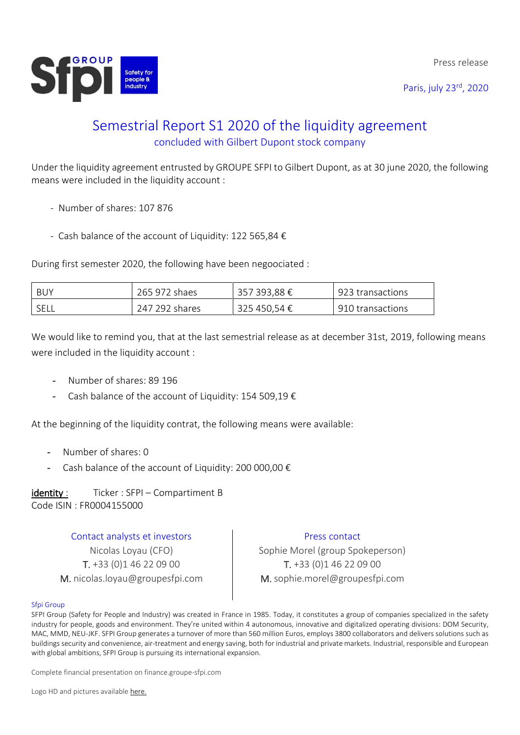Press release

Paris, july 23rd, 2020

# Semestrial Report S1 2020 of the liquidity agreement

## concluded with Gilbert Dupont stock company

Under the liquidity agreement entrusted by GROUPE SFPI to Gilbert Dupont, as at 30 june 2020, the following means were included in the liquidity account :

- Number of shares: 107 876
- Cash balance of the account of Liquidity: 122 565,84 €

During first semester 2020, the following have been negoociated :

| | | | |
|---|---|---|---|
| BUY | 265 972 shaes | 357 393,88 € | 923 transactions |
| SELL | 247 292 shares | 325 450,54 € | 910 transactions |

We would like to remind you, that at the last semestrial release as at december 31st, 2019, following means were included in the liquidity account :

- Number of shares: 89 196
- Cash balance of the account of Liquidity: 154 509,19 €

At the beginning of the liquidity contrat, the following means were available:

- Number of shares: 0
- Cash balance of the account of Liquidity: 200 000,00 €

**identity :** Ticker : SFPI – Compartiment B
Code ISIN : FR0004155000

**Contact analysts et investors**
Nicolas Loyau (CFO)
T. +33 (0)1 46 22 09 00
M. nicolas.loyau@groupesfpi.com

**Press contact**
Sophie Morel (group Spokeperson)
T. +33 (0)1 46 22 09 00
M. sophie.morel@groupesfpi.com

Sfpi Group

SFPI Group (Safety for People and Industry) was created in France in 1985. Today, it constitutes a group of companies specialized in the safety industry for people, goods and environment. They're united within 4 autonomous, innovative and digitalized operating divisions: DOM Security, MAC, MMD, NEU-JKF. SFPI Group generates a turnover of more than 560 million Euros, employs 3800 collaborators and delivers solutions such as buildings security and convenience, air-treatment and energy saving, both for industrial and private markets. Industrial, responsible and European with global ambitions, SFPI Group is pursuing its international expansion.

Complete financial presentation on finance.groupe-sfpi.com

Logo HD and pictures available here.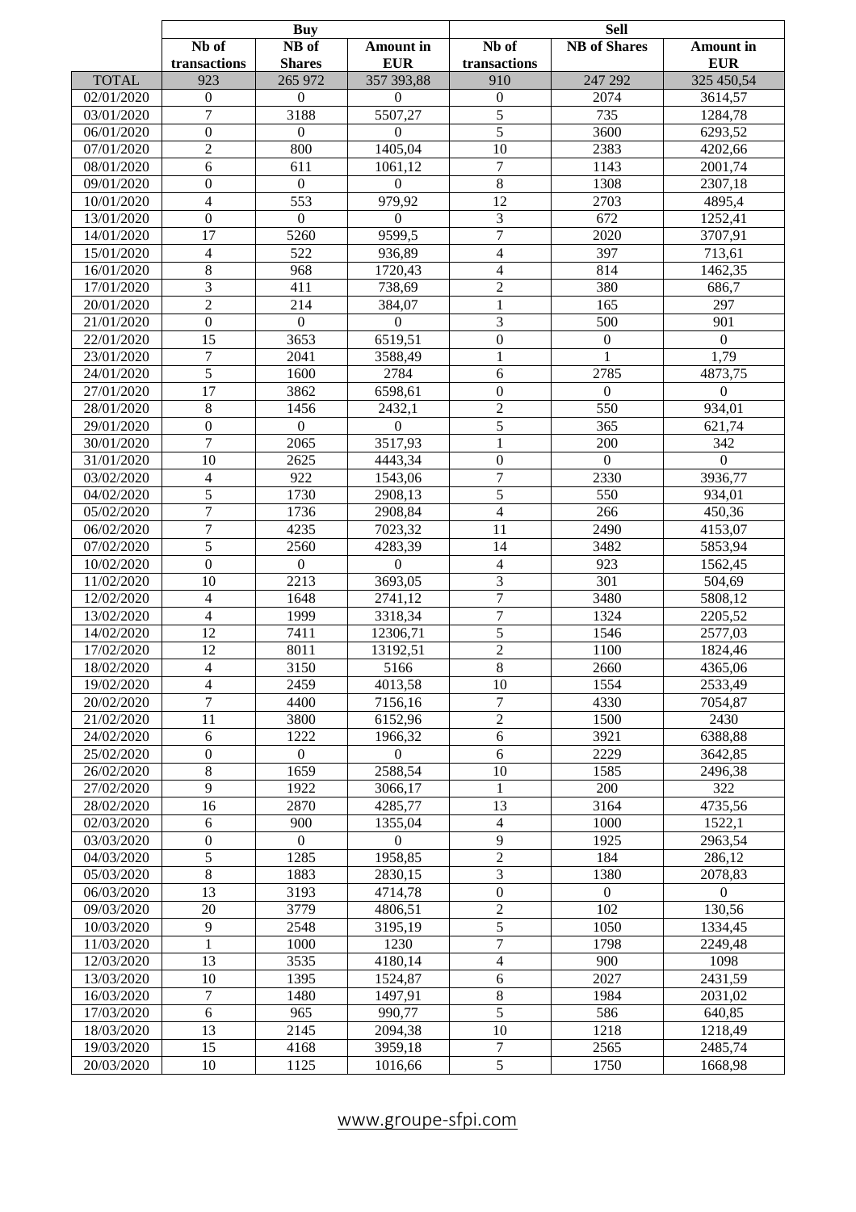| | Buy | | | Sell | | |
|---|---|---|---|---|---|---|
| | Nb of transactions | NB of Shares | Amount in EUR | Nb of transactions | NB of Shares | Amount in EUR |
| TOTAL | 923 | 265 972 | 357 393,88 | 910 | 247 292 | 325 450,54 |
| 02/01/2020 | 0 | 0 | 0 | 0 | 2074 | 3614,57 |
| 03/01/2020 | 7 | 3188 | 5507,27 | 5 | 735 | 1284,78 |
| 06/01/2020 | 0 | 0 | 0 | 5 | 3600 | 6293,52 |
| 07/01/2020 | 2 | 800 | 1405,04 | 10 | 2383 | 4202,66 |
| 08/01/2020 | 6 | 611 | 1061,12 | 7 | 1143 | 2001,74 |
| 09/01/2020 | 0 | 0 | 0 | 8 | 1308 | 2307,18 |
| 10/01/2020 | 4 | 553 | 979,92 | 12 | 2703 | 4895,4 |
| 13/01/2020 | 0 | 0 | 0 | 3 | 672 | 1252,41 |
| 14/01/2020 | 17 | 5260 | 9599,5 | 7 | 2020 | 3707,91 |
| 15/01/2020 | 4 | 522 | 936,89 | 4 | 397 | 713,61 |
| 16/01/2020 | 8 | 968 | 1720,43 | 4 | 814 | 1462,35 |
| 17/01/2020 | 3 | 411 | 738,69 | 2 | 380 | 686,7 |
| 20/01/2020 | 2 | 214 | 384,07 | 1 | 165 | 297 |
| 21/01/2020 | 0 | 0 | 0 | 3 | 500 | 901 |
| 22/01/2020 | 15 | 3653 | 6519,51 | 0 | 0 | 0 |
| 23/01/2020 | 7 | 2041 | 3588,49 | 1 | 1 | 1,79 |
| 24/01/2020 | 5 | 1600 | 2784 | 6 | 2785 | 4873,75 |
| 27/01/2020 | 17 | 3862 | 6598,61 | 0 | 0 | 0 |
| 28/01/2020 | 8 | 1456 | 2432,1 | 2 | 550 | 934,01 |
| 29/01/2020 | 0 | 0 | 0 | 5 | 365 | 621,74 |
| 30/01/2020 | 7 | 2065 | 3517,93 | 1 | 200 | 342 |
| 31/01/2020 | 10 | 2625 | 4443,34 | 0 | 0 | 0 |
| 03/02/2020 | 4 | 922 | 1543,06 | 7 | 2330 | 3936,77 |
| 04/02/2020 | 5 | 1730 | 2908,13 | 5 | 550 | 934,01 |
| 05/02/2020 | 7 | 1736 | 2908,84 | 4 | 266 | 450,36 |
| 06/02/2020 | 7 | 4235 | 7023,32 | 11 | 2490 | 4153,07 |
| 07/02/2020 | 5 | 2560 | 4283,39 | 14 | 3482 | 5853,94 |
| 10/02/2020 | 0 | 0 | 0 | 4 | 923 | 1562,45 |
| 11/02/2020 | 10 | 2213 | 3693,05 | 3 | 301 | 504,69 |
| 12/02/2020 | 4 | 1648 | 2741,12 | 7 | 3480 | 5808,12 |
| 13/02/2020 | 4 | 1999 | 3318,34 | 7 | 1324 | 2205,52 |
| 14/02/2020 | 12 | 7411 | 12306,71 | 5 | 1546 | 2577,03 |
| 17/02/2020 | 12 | 8011 | 13192,51 | 2 | 1100 | 1824,46 |
| 18/02/2020 | 4 | 3150 | 5166 | 8 | 2660 | 4365,06 |
| 19/02/2020 | 4 | 2459 | 4013,58 | 10 | 1554 | 2533,49 |
| 20/02/2020 | 7 | 4400 | 7156,16 | 7 | 4330 | 7054,87 |
| 21/02/2020 | 11 | 3800 | 6152,96 | 2 | 1500 | 2430 |
| 24/02/2020 | 6 | 1222 | 1966,32 | 6 | 3921 | 6388,88 |
| 25/02/2020 | 0 | 0 | 0 | 6 | 2229 | 3642,85 |
| 26/02/2020 | 8 | 1659 | 2588,54 | 10 | 1585 | 2496,38 |
| 27/02/2020 | 9 | 1922 | 3066,17 | 1 | 200 | 322 |
| 28/02/2020 | 16 | 2870 | 4285,77 | 13 | 3164 | 4735,56 |
| 02/03/2020 | 6 | 900 | 1355,04 | 4 | 1000 | 1522,1 |
| 03/03/2020 | 0 | 0 | 0 | 9 | 1925 | 2963,54 |
| 04/03/2020 | 5 | 1285 | 1958,85 | 2 | 184 | 286,12 |
| 05/03/2020 | 8 | 1883 | 2830,15 | 3 | 1380 | 2078,83 |
| 06/03/2020 | 13 | 3193 | 4714,78 | 0 | 0 | 0 |
| 09/03/2020 | 20 | 3779 | 4806,51 | 2 | 102 | 130,56 |
| 10/03/2020 | 9 | 2548 | 3195,19 | 5 | 1050 | 1334,45 |
| 11/03/2020 | 1 | 1000 | 1230 | 7 | 1798 | 2249,48 |
| 12/03/2020 | 13 | 3535 | 4180,14 | 4 | 900 | 1098 |
| 13/03/2020 | 10 | 1395 | 1524,87 | 6 | 2027 | 2431,59 |
| 16/03/2020 | 7 | 1480 | 1497,91 | 8 | 1984 | 2031,02 |
| 17/03/2020 | 6 | 965 | 990,77 | 5 | 586 | 640,85 |
| 18/03/2020 | 13 | 2145 | 2094,38 | 10 | 1218 | 1218,49 |
| 19/03/2020 | 15 | 4168 | 3959,18 | 7 | 2565 | 2485,74 |
| 20/03/2020 | 10 | 1125 | 1016,66 | 5 | 1750 | 1668,98 |

www.groupe-sfpi.com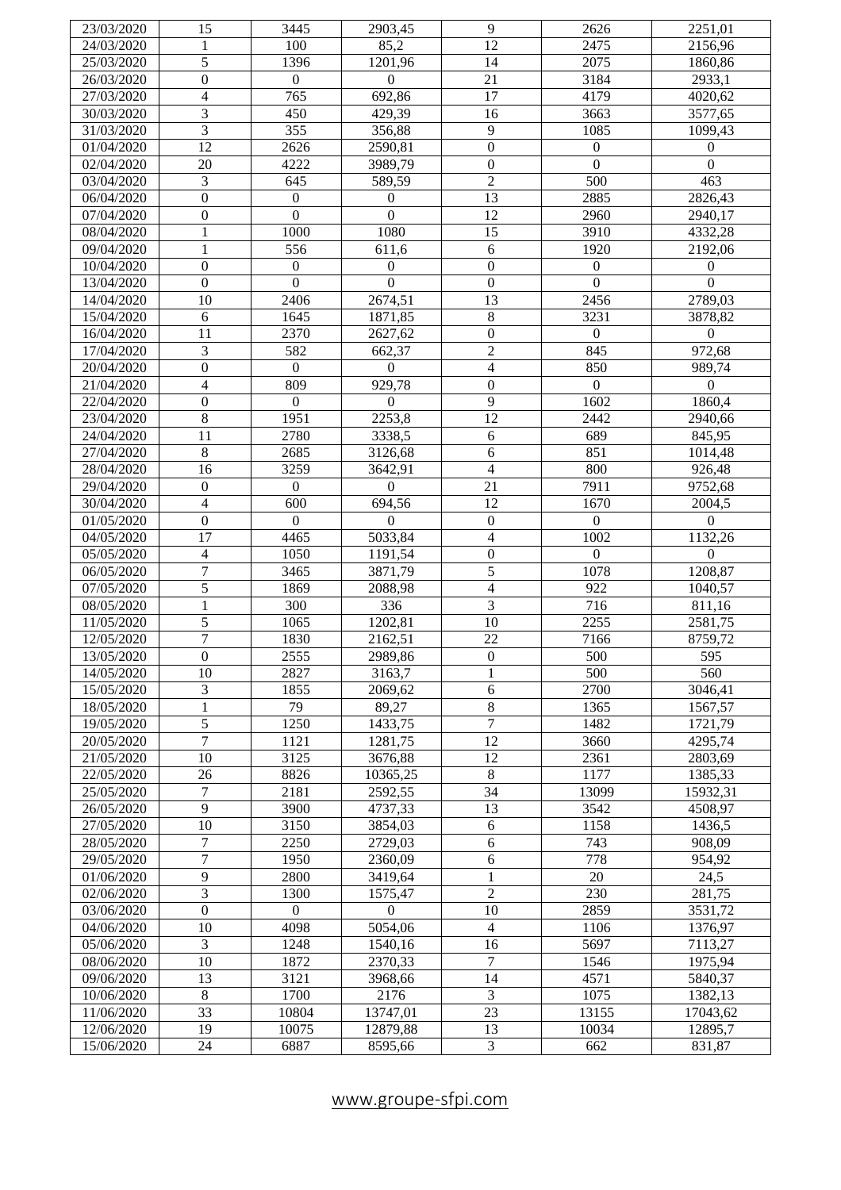| | | | | | | |
|---|---|---|---|---|---|---|
| 23/03/2020 | 15 | 3445 | 2903,45 | 9 | 2626 | 2251,01 |
| 24/03/2020 | 1 | 100 | 85,2 | 12 | 2475 | 2156,96 |
| 25/03/2020 | 5 | 1396 | 1201,96 | 14 | 2075 | 1860,86 |
| 26/03/2020 | 0 | 0 | 0 | 21 | 3184 | 2933,1 |
| 27/03/2020 | 4 | 765 | 692,86 | 17 | 4179 | 4020,62 |
| 30/03/2020 | 3 | 450 | 429,39 | 16 | 3663 | 3577,65 |
| 31/03/2020 | 3 | 355 | 356,88 | 9 | 1085 | 1099,43 |
| 01/04/2020 | 12 | 2626 | 2590,81 | 0 | 0 | 0 |
| 02/04/2020 | 20 | 4222 | 3989,79 | 0 | 0 | 0 |
| 03/04/2020 | 3 | 645 | 589,59 | 2 | 500 | 463 |
| 06/04/2020 | 0 | 0 | 0 | 13 | 2885 | 2826,43 |
| 07/04/2020 | 0 | 0 | 0 | 12 | 2960 | 2940,17 |
| 08/04/2020 | 1 | 1000 | 1080 | 15 | 3910 | 4332,28 |
| 09/04/2020 | 1 | 556 | 611,6 | 6 | 1920 | 2192,06 |
| 10/04/2020 | 0 | 0 | 0 | 0 | 0 | 0 |
| 13/04/2020 | 0 | 0 | 0 | 0 | 0 | 0 |
| 14/04/2020 | 10 | 2406 | 2674,51 | 13 | 2456 | 2789,03 |
| 15/04/2020 | 6 | 1645 | 1871,85 | 8 | 3231 | 3878,82 |
| 16/04/2020 | 11 | 2370 | 2627,62 | 0 | 0 | 0 |
| 17/04/2020 | 3 | 582 | 662,37 | 2 | 845 | 972,68 |
| 20/04/2020 | 0 | 0 | 0 | 4 | 850 | 989,74 |
| 21/04/2020 | 4 | 809 | 929,78 | 0 | 0 | 0 |
| 22/04/2020 | 0 | 0 | 0 | 9 | 1602 | 1860,4 |
| 23/04/2020 | 8 | 1951 | 2253,8 | 12 | 2442 | 2940,66 |
| 24/04/2020 | 11 | 2780 | 3338,5 | 6 | 689 | 845,95 |
| 27/04/2020 | 8 | 2685 | 3126,68 | 6 | 851 | 1014,48 |
| 28/04/2020 | 16 | 3259 | 3642,91 | 4 | 800 | 926,48 |
| 29/04/2020 | 0 | 0 | 0 | 21 | 7911 | 9752,68 |
| 30/04/2020 | 4 | 600 | 694,56 | 12 | 1670 | 2004,5 |
| 01/05/2020 | 0 | 0 | 0 | 0 | 0 | 0 |
| 04/05/2020 | 17 | 4465 | 5033,84 | 4 | 1002 | 1132,26 |
| 05/05/2020 | 4 | 1050 | 1191,54 | 0 | 0 | 0 |
| 06/05/2020 | 7 | 3465 | 3871,79 | 5 | 1078 | 1208,87 |
| 07/05/2020 | 5 | 1869 | 2088,98 | 4 | 922 | 1040,57 |
| 08/05/2020 | 1 | 300 | 336 | 3 | 716 | 811,16 |
| 11/05/2020 | 5 | 1065 | 1202,81 | 10 | 2255 | 2581,75 |
| 12/05/2020 | 7 | 1830 | 2162,51 | 22 | 7166 | 8759,72 |
| 13/05/2020 | 0 | 2555 | 2989,86 | 0 | 500 | 595 |
| 14/05/2020 | 10 | 2827 | 3163,7 | 1 | 500 | 560 |
| 15/05/2020 | 3 | 1855 | 2069,62 | 6 | 2700 | 3046,41 |
| 18/05/2020 | 1 | 79 | 89,27 | 8 | 1365 | 1567,57 |
| 19/05/2020 | 5 | 1250 | 1433,75 | 7 | 1482 | 1721,79 |
| 20/05/2020 | 7 | 1121 | 1281,75 | 12 | 3660 | 4295,74 |
| 21/05/2020 | 10 | 3125 | 3676,88 | 12 | 2361 | 2803,69 |
| 22/05/2020 | 26 | 8826 | 10365,25 | 8 | 1177 | 1385,33 |
| 25/05/2020 | 7 | 2181 | 2592,55 | 34 | 13099 | 15932,31 |
| 26/05/2020 | 9 | 3900 | 4737,33 | 13 | 3542 | 4508,97 |
| 27/05/2020 | 10 | 3150 | 3854,03 | 6 | 1158 | 1436,5 |
| 28/05/2020 | 7 | 2250 | 2729,03 | 6 | 743 | 908,09 |
| 29/05/2020 | 7 | 1950 | 2360,09 | 6 | 778 | 954,92 |
| 01/06/2020 | 9 | 2800 | 3419,64 | 1 | 20 | 24,5 |
| 02/06/2020 | 3 | 1300 | 1575,47 | 2 | 230 | 281,75 |
| 03/06/2020 | 0 | 0 | 0 | 10 | 2859 | 3531,72 |
| 04/06/2020 | 10 | 4098 | 5054,06 | 4 | 1106 | 1376,97 |
| 05/06/2020 | 3 | 1248 | 1540,16 | 16 | 5697 | 7113,27 |
| 08/06/2020 | 10 | 1872 | 2370,33 | 7 | 1546 | 1975,94 |
| 09/06/2020 | 13 | 3121 | 3968,66 | 14 | 4571 | 5840,37 |
| 10/06/2020 | 8 | 1700 | 2176 | 3 | 1075 | 1382,13 |
| 11/06/2020 | 33 | 10804 | 13747,01 | 23 | 13155 | 17043,62 |
| 12/06/2020 | 19 | 10075 | 12879,88 | 13 | 10034 | 12895,7 |
| 15/06/2020 | 24 | 6887 | 8595,66 | 3 | 662 | 831,87 |

www.groupe-sfpi.com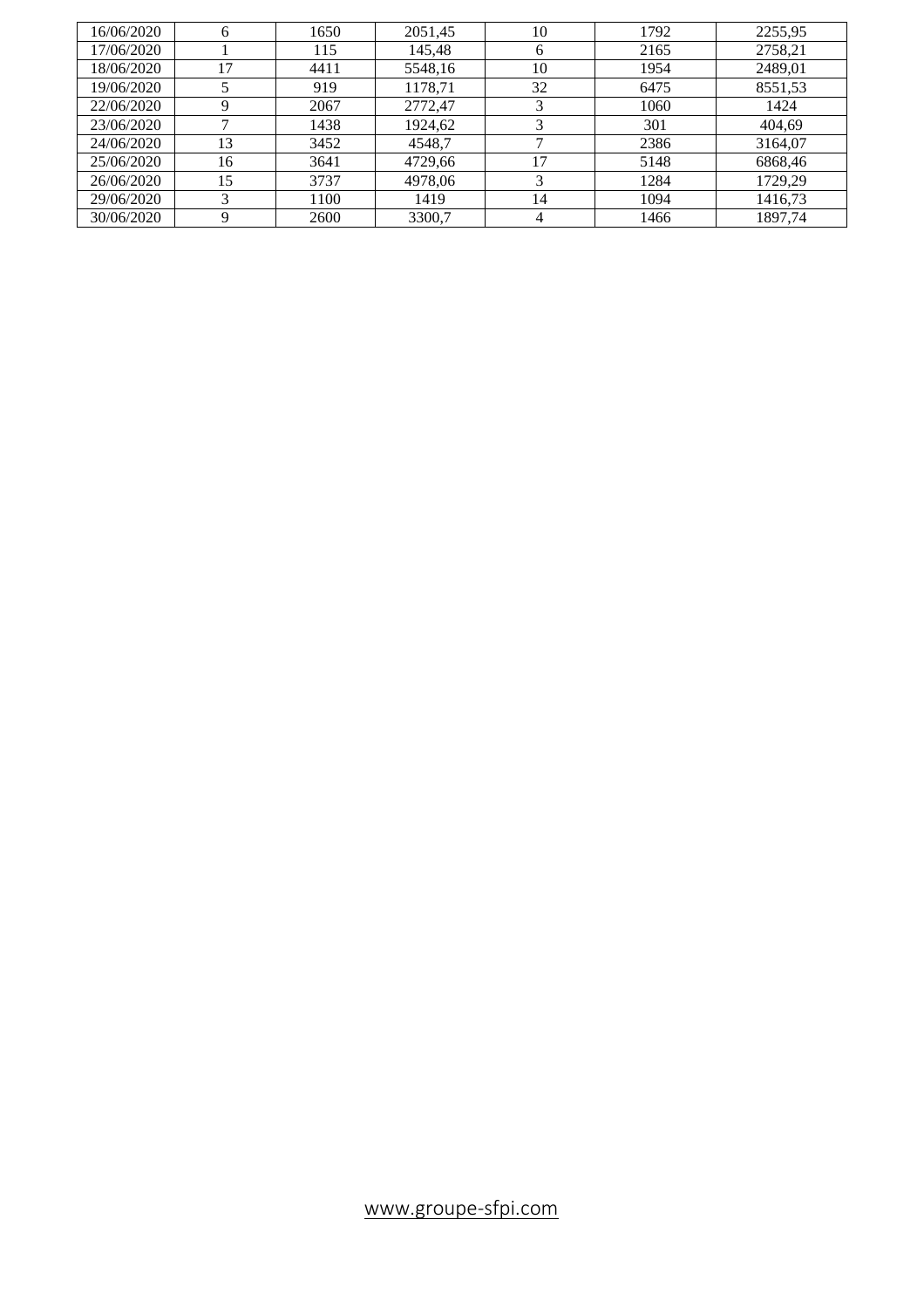| | | | | | | |
|---|---|---|---|---|---|---|
| 16/06/2020 | 6 | 1650 | 2051,45 | 10 | 1792 | 2255,95 |
| 17/06/2020 | 1 | 115 | 145,48 | 6 | 2165 | 2758,21 |
| 18/06/2020 | 17 | 4411 | 5548,16 | 10 | 1954 | 2489,01 |
| 19/06/2020 | 5 | 919 | 1178,71 | 32 | 6475 | 8551,53 |
| 22/06/2020 | 9 | 2067 | 2772,47 | 3 | 1060 | 1424 |
| 23/06/2020 | 7 | 1438 | 1924,62 | 3 | 301 | 404,69 |
| 24/06/2020 | 13 | 3452 | 4548,7 | 7 | 2386 | 3164,07 |
| 25/06/2020 | 16 | 3641 | 4729,66 | 17 | 5148 | 6868,46 |
| 26/06/2020 | 15 | 3737 | 4978,06 | 3 | 1284 | 1729,29 |
| 29/06/2020 | 3 | 1100 | 1419 | 14 | 1094 | 1416,73 |
| 30/06/2020 | 9 | 2600 | 3300,7 | 4 | 1466 | 1897,74 |